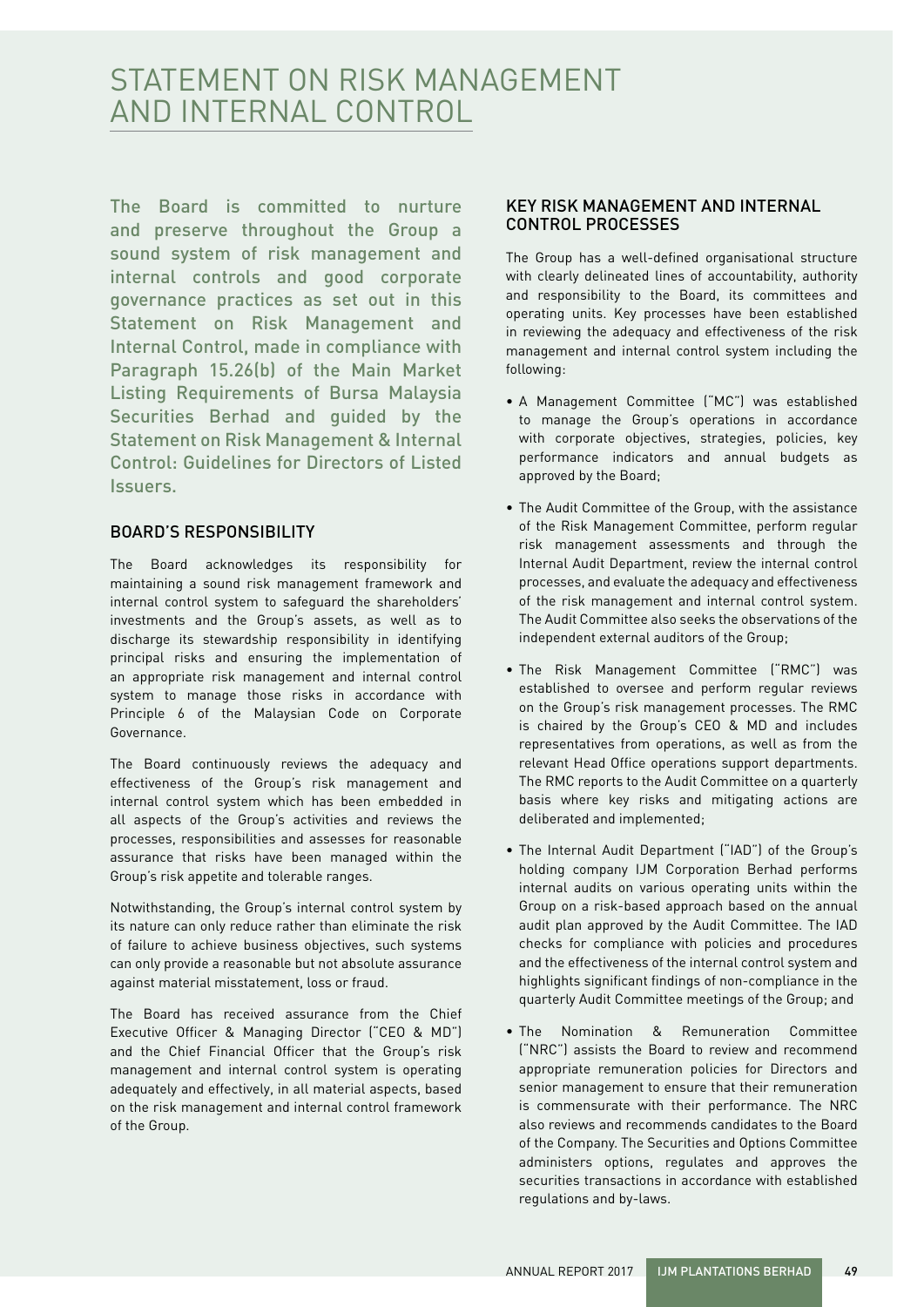# STATEMENT ON RISK MANAGEMENT AND INTERNAL CONTROL

The Board is committed to nurture and preserve throughout the Group a sound system of risk management and internal controls and good corporate governance practices as set out in this Statement on Risk Management and Internal Control, made in compliance with Paragraph 15.26(b) of the Main Market Listing Requirements of Bursa Malaysia Securities Berhad and guided by the Statement on Risk Management & Internal Control: Guidelines for Directors of Listed Issuers.

## BOARD'S RESPONSIBILITY

The Board acknowledges its responsibility for maintaining a sound risk management framework and internal control system to safeguard the shareholders' investments and the Group's assets, as well as to discharge its stewardship responsibility in identifying principal risks and ensuring the implementation of an appropriate risk management and internal control system to manage those risks in accordance with Principle 6 of the Malaysian Code on Corporate Governance.

The Board continuously reviews the adequacy and effectiveness of the Group's risk management and internal control system which has been embedded in all aspects of the Group's activities and reviews the processes, responsibilities and assesses for reasonable assurance that risks have been managed within the Group's risk appetite and tolerable ranges.

Notwithstanding, the Group's internal control system by its nature can only reduce rather than eliminate the risk of failure to achieve business objectives, such systems can only provide a reasonable but not absolute assurance against material misstatement, loss or fraud.

The Board has received assurance from the Chief Executive Officer & Managing Director ("CEO & MD") and the Chief Financial Officer that the Group's risk management and internal control system is operating adequately and effectively, in all material aspects, based on the risk management and internal control framework of the Group.

## KEY RISK MANAGEMENT AND INTERNAL CONTROL PROCESSES

The Group has a well-defined organisational structure with clearly delineated lines of accountability, authority and responsibility to the Board, its committees and operating units. Key processes have been established in reviewing the adequacy and effectiveness of the risk management and internal control system including the following:

- A Management Committee ("MC") was established to manage the Group's operations in accordance with corporate objectives, strategies, policies, key performance indicators and annual budgets as approved by the Board;
- The Audit Committee of the Group, with the assistance of the Risk Management Committee, perform regular risk management assessments and through the Internal Audit Department, review the internal control processes, and evaluate the adequacy and effectiveness of the risk management and internal control system. The Audit Committee also seeks the observations of the independent external auditors of the Group;
- The Risk Management Committee ("RMC") was established to oversee and perform regular reviews on the Group's risk management processes. The RMC is chaired by the Group's CEO & MD and includes representatives from operations, as well as from the relevant Head Office operations support departments. The RMC reports to the Audit Committee on a quarterly basis where key risks and mitigating actions are deliberated and implemented;
- The Internal Audit Department ("IAD") of the Group's holding company IJM Corporation Berhad performs internal audits on various operating units within the Group on a risk-based approach based on the annual audit plan approved by the Audit Committee. The IAD checks for compliance with policies and procedures and the effectiveness of the internal control system and highlights significant findings of non-compliance in the quarterly Audit Committee meetings of the Group; and
- The Nomination & Remuneration Committee ("NRC") assists the Board to review and recommend appropriate remuneration policies for Directors and senior management to ensure that their remuneration is commensurate with their performance. The NRC also reviews and recommends candidates to the Board of the Company. The Securities and Options Committee administers options, regulates and approves the securities transactions in accordance with established regulations and by-laws.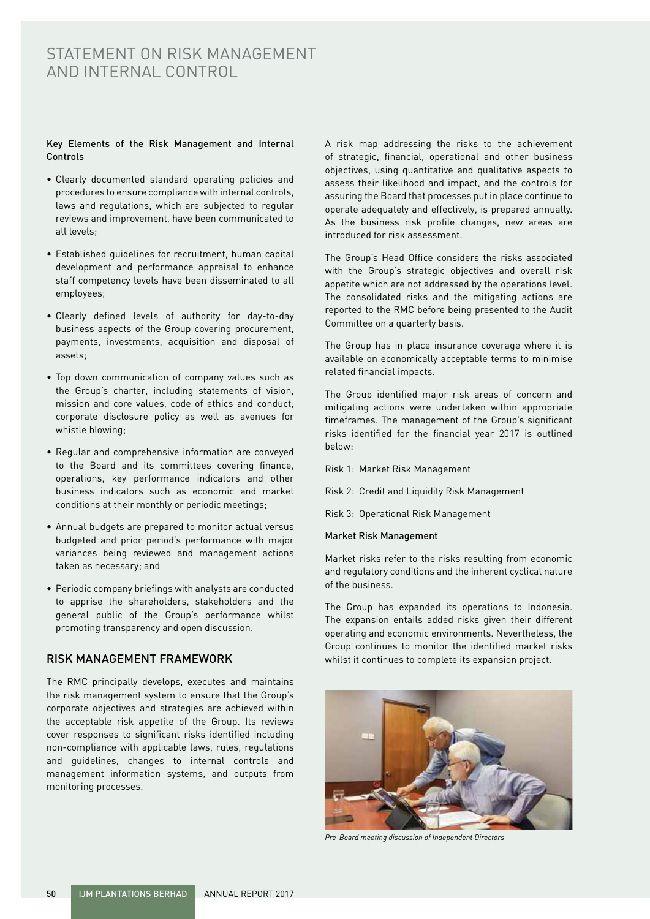# STATEMENT ON RISK MANAGEMENT AND INTERNAL CONTROL

**Key Elements of the Risk Management and Internal Controls**

- Clearly documented standard operating policies and procedures to ensure compliance with internal controls, laws and regulations, which are subjected to regular reviews and improvement, have been communicated to all levels;
- Established guidelines for recruitment, human capital development and performance appraisal to enhance staff competency levels have been disseminated to all employees;
- Clearly defined levels of authority for day-to-day business aspects of the Group covering procurement, payments, investments, acquisition and disposal of assets;
- Top down communication of company values such as the Group's charter, including statements of vision, mission and core values, code of ethics and conduct, corporate disclosure policy as well as avenues for whistle blowing;
- Regular and comprehensive information are conveyed to the Board and its committees covering finance, operations, key performance indicators and other business indicators such as economic and market conditions at their monthly or periodic meetings;
- Annual budgets are prepared to monitor actual versus budgeted and prior period's performance with major variances being reviewed and management actions taken as necessary; and
- Periodic company briefings with analysts are conducted to apprise the shareholders, stakeholders and the general public of the Group's performance whilst promoting transparency and open discussion.

## RISK MANAGEMENT FRAMEWORK

The RMC principally develops, executes and maintains the risk management system to ensure that the Group's corporate objectives and strategies are achieved within the acceptable risk appetite of the Group. Its reviews cover responses to significant risks identified including non-compliance with applicable laws, rules, regulations and guidelines, changes to internal controls and management information systems, and outputs from monitoring processes.

A risk map addressing the risks to the achievement of strategic, financial, operational and other business objectives, using quantitative and qualitative aspects to assess their likelihood and impact, and the controls for assuring the Board that processes put in place continue to operate adequately and effectively, is prepared annually. As the business risk profile changes, new areas are introduced for risk assessment.

The Group's Head Office considers the risks associated with the Group's strategic objectives and overall risk appetite which are not addressed by the operations level. The consolidated risks and the mitigating actions are reported to the RMC before being presented to the Audit Committee on a quarterly basis.

The Group has in place insurance coverage where it is available on economically acceptable terms to minimise related financial impacts.

The Group identified major risk areas of concern and mitigating actions were undertaken within appropriate timeframes. The management of the Group's significant risks identified for the financial year 2017 is outlined below:

Risk 1: Market Risk Management

Risk 2: Credit and Liquidity Risk Management

Risk 3: Operational Risk Management

**Market Risk Management**

Market risks refer to the risks resulting from economic and regulatory conditions and the inherent cyclical nature of the business.

The Group has expanded its operations to Indonesia. The expansion entails added risks given their different operating and economic environments. Nevertheless, the Group continues to monitor the identified market risks whilst it continues to complete its expansion project.

*Pre-Board meeting discussion of Independent Directors*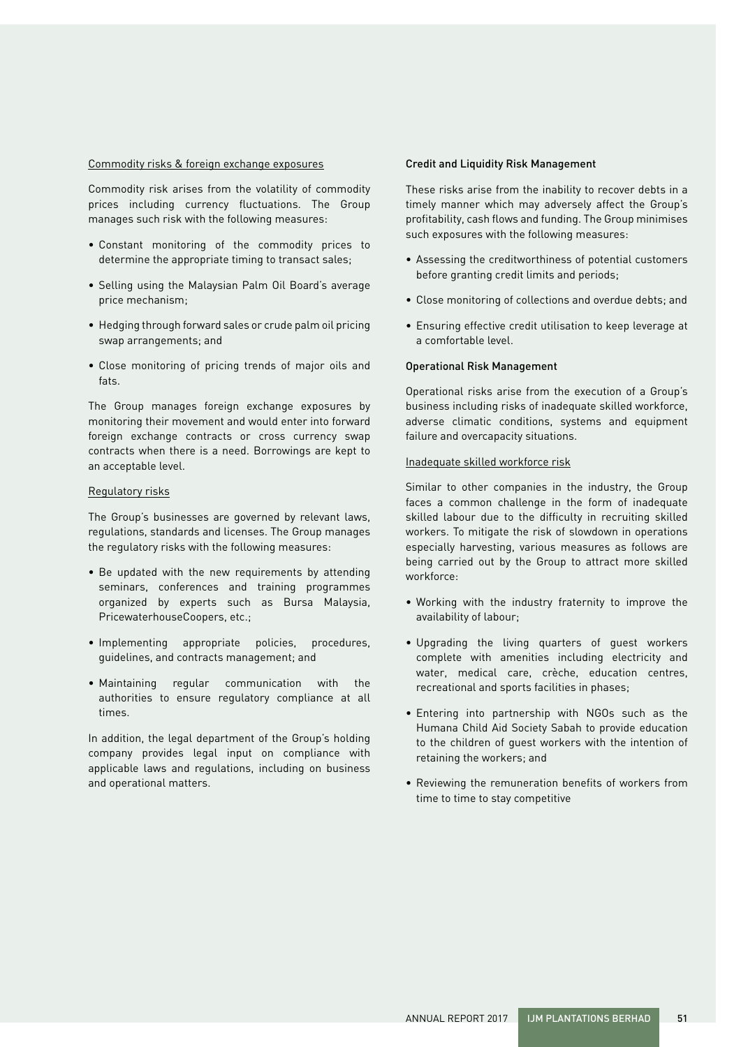Commodity risks & foreign exchange exposures

Commodity risk arises from the volatility of commodity prices including currency fluctuations. The Group manages such risk with the following measures:

- Constant monitoring of the commodity prices to determine the appropriate timing to transact sales;
- Selling using the Malaysian Palm Oil Board's average price mechanism;
- Hedging through forward sales or crude palm oil pricing swap arrangements; and
- Close monitoring of pricing trends of major oils and fats.

The Group manages foreign exchange exposures by monitoring their movement and would enter into forward foreign exchange contracts or cross currency swap contracts when there is a need. Borrowings are kept to an acceptable level.

Regulatory risks

The Group's businesses are governed by relevant laws, regulations, standards and licenses. The Group manages the regulatory risks with the following measures:

- Be updated with the new requirements by attending seminars, conferences and training programmes organized by experts such as Bursa Malaysia, PricewaterhouseCoopers, etc.;
- Implementing appropriate policies, procedures, guidelines, and contracts management; and
- Maintaining regular communication with the authorities to ensure regulatory compliance at all times.

In addition, the legal department of the Group's holding company provides legal input on compliance with applicable laws and regulations, including on business and operational matters.

### Credit and Liquidity Risk Management

These risks arise from the inability to recover debts in a timely manner which may adversely affect the Group's profitability, cash flows and funding. The Group minimises such exposures with the following measures:

- Assessing the creditworthiness of potential customers before granting credit limits and periods;
- Close monitoring of collections and overdue debts; and
- Ensuring effective credit utilisation to keep leverage at a comfortable level.

### Operational Risk Management

Operational risks arise from the execution of a Group's business including risks of inadequate skilled workforce, adverse climatic conditions, systems and equipment failure and overcapacity situations.

Inadequate skilled workforce risk

Similar to other companies in the industry, the Group faces a common challenge in the form of inadequate skilled labour due to the difficulty in recruiting skilled workers. To mitigate the risk of slowdown in operations especially harvesting, various measures as follows are being carried out by the Group to attract more skilled workforce:

- Working with the industry fraternity to improve the availability of labour;
- Upgrading the living quarters of guest workers complete with amenities including electricity and water, medical care, crèche, education centres, recreational and sports facilities in phases;
- Entering into partnership with NGOs such as the Humana Child Aid Society Sabah to provide education to the children of guest workers with the intention of retaining the workers; and
- Reviewing the remuneration benefits of workers from time to time to stay competitive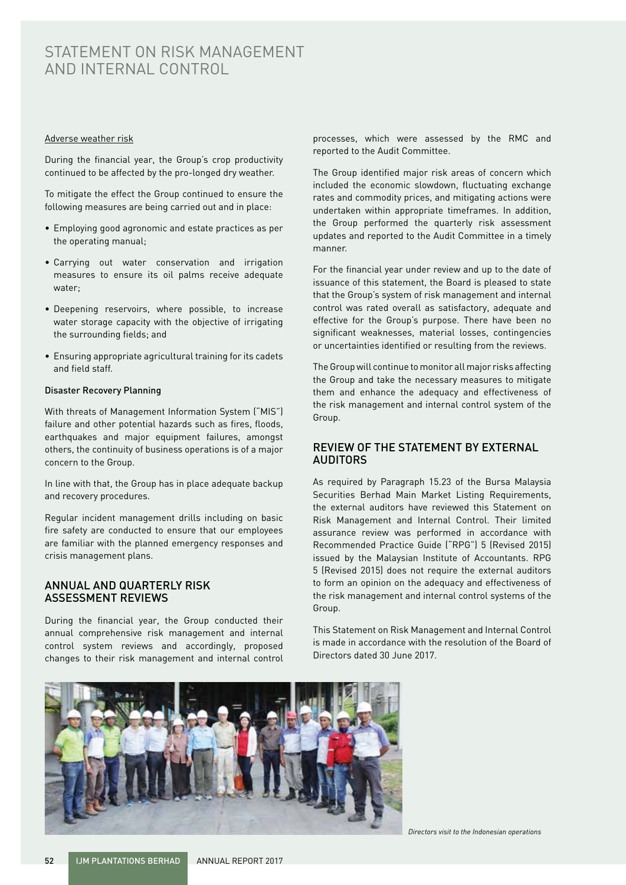# STATEMENT ON RISK MANAGEMENT AND INTERNAL CONTROL

Adverse weather risk

During the financial year, the Group's crop productivity continued to be affected by the pro-longed dry weather.

To mitigate the effect the Group continued to ensure the following measures are being carried out and in place:

- Employing good agronomic and estate practices as per the operating manual;
- Carrying out water conservation and irrigation measures to ensure its oil palms receive adequate water;
- Deepening reservoirs, where possible, to increase water storage capacity with the objective of irrigating the surrounding fields; and
- Ensuring appropriate agricultural training for its cadets and field staff.

Disaster Recovery Planning

With threats of Management Information System ("MIS") failure and other potential hazards such as fires, floods, earthquakes and major equipment failures, amongst others, the continuity of business operations is of a major concern to the Group.

In line with that, the Group has in place adequate backup and recovery procedures.

Regular incident management drills including on basic fire safety are conducted to ensure that our employees are familiar with the planned emergency responses and crisis management plans.

## ANNUAL AND QUARTERLY RISK ASSESSMENT REVIEWS

During the financial year, the Group conducted their annual comprehensive risk management and internal control system reviews and accordingly, proposed changes to their risk management and internal control processes, which were assessed by the RMC and reported to the Audit Committee.

The Group identified major risk areas of concern which included the economic slowdown, fluctuating exchange rates and commodity prices, and mitigating actions were undertaken within appropriate timeframes. In addition, the Group performed the quarterly risk assessment updates and reported to the Audit Committee in a timely manner.

For the financial year under review and up to the date of issuance of this statement, the Board is pleased to state that the Group's system of risk management and internal control was rated overall as satisfactory, adequate and effective for the Group's purpose. There have been no significant weaknesses, material losses, contingencies or uncertainties identified or resulting from the reviews.

The Group will continue to monitor all major risks affecting the Group and take the necessary measures to mitigate them and enhance the adequacy and effectiveness of the risk management and internal control system of the Group.

## REVIEW OF THE STATEMENT BY EXTERNAL AUDITORS

As required by Paragraph 15.23 of the Bursa Malaysia Securities Berhad Main Market Listing Requirements, the external auditors have reviewed this Statement on Risk Management and Internal Control. Their limited assurance review was performed in accordance with Recommended Practice Guide ("RPG") 5 (Revised 2015) issued by the Malaysian Institute of Accountants. RPG 5 (Revised 2015) does not require the external auditors to form an opinion on the adequacy and effectiveness of the risk management and internal control systems of the Group.

This Statement on Risk Management and Internal Control is made in accordance with the resolution of the Board of Directors dated 30 June 2017.

*Directors visit to the Indonesian operations*